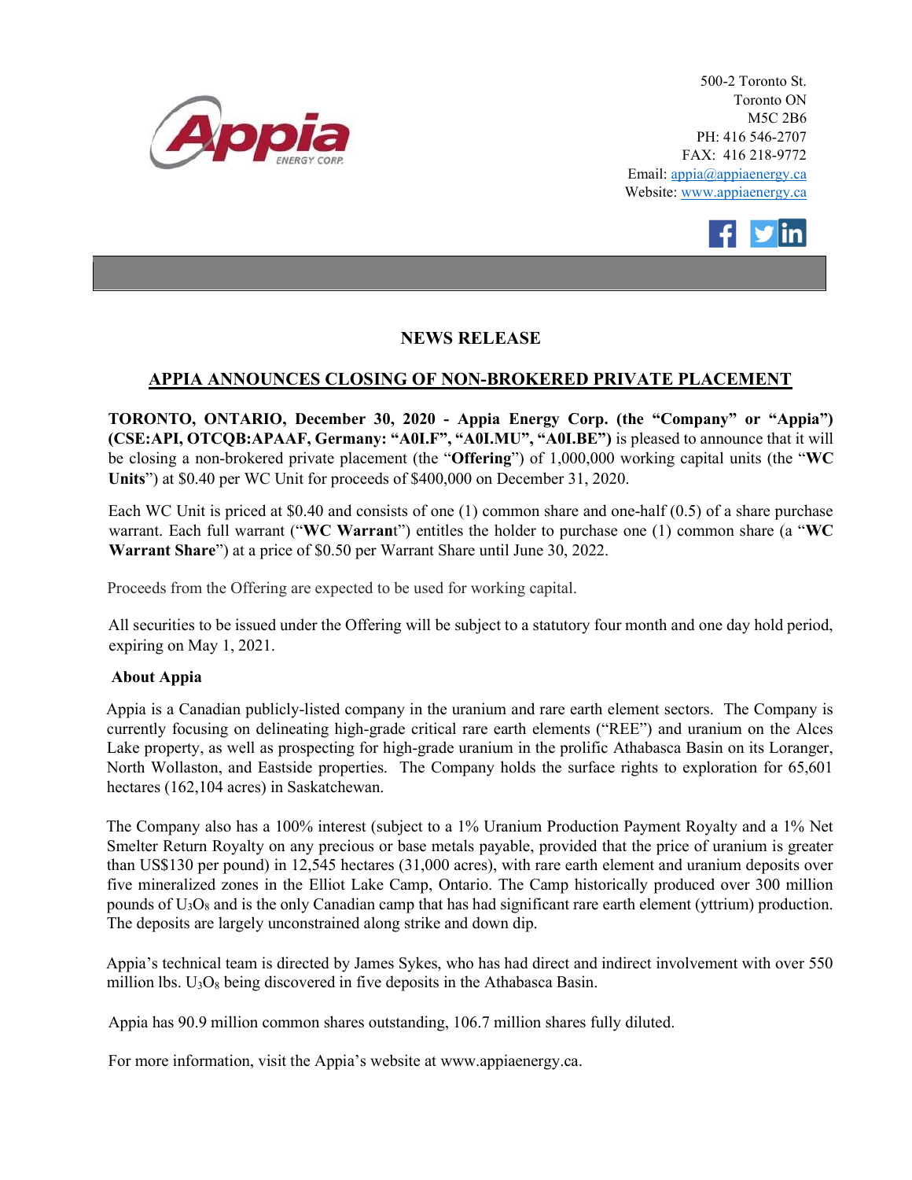500-2 Toronto St.
Toronto ON
M5C 2B6
PH: 416 546-2707
FAX: 416 218-9772
Email: appia@appiaenergy.ca
Website: www.appiaenergy.ca

# NEWS RELEASE

## APPIA ANNOUNCES CLOSING OF NON-BROKERED PRIVATE PLACEMENT

**TORONTO, ONTARIO, December 30, 2020 - Appia Energy Corp. (the "Company" or "Appia") (CSE:API, OTCQB:APAAF, Germany: "A0I.F", "A0I.MU", "A0I.BE")** is pleased to announce that it will be closing a non-brokered private placement (the "**Offering**") of 1,000,000 working capital units (the "**WC Units**") at $0.40 per WC Unit for proceeds of $400,000 on December 31, 2020.

Each WC Unit is priced at $0.40 and consists of one (1) common share and one-half (0.5) of a share purchase warrant. Each full warrant ("**WC Warrant**") entitles the holder to purchase one (1) common share (a "**WC Warrant Share**") at a price of $0.50 per Warrant Share until June 30, 2022.

Proceeds from the Offering are expected to be used for working capital.

All securities to be issued under the Offering will be subject to a statutory four month and one day hold period, expiring on May 1, 2021.

**About Appia**

Appia is a Canadian publicly-listed company in the uranium and rare earth element sectors. The Company is currently focusing on delineating high-grade critical rare earth elements ("REE") and uranium on the Alces Lake property, as well as prospecting for high-grade uranium in the prolific Athabasca Basin on its Loranger, North Wollaston, and Eastside properties. The Company holds the surface rights to exploration for 65,601 hectares (162,104 acres) in Saskatchewan.

The Company also has a 100% interest (subject to a 1% Uranium Production Payment Royalty and a 1% Net Smelter Return Royalty on any precious or base metals payable, provided that the price of uranium is greater than US$130 per pound) in 12,545 hectares (31,000 acres), with rare earth element and uranium deposits over five mineralized zones in the Elliot Lake Camp, Ontario. The Camp historically produced over 300 million pounds of $U_3O_8$ and is the only Canadian camp that has had significant rare earth element (yttrium) production. The deposits are largely unconstrained along strike and down dip.

Appia's technical team is directed by James Sykes, who has had direct and indirect involvement with over 550 million lbs. $U_3O_8$ being discovered in five deposits in the Athabasca Basin.

Appia has 90.9 million common shares outstanding, 106.7 million shares fully diluted.

For more information, visit the Appia's website at www.appiaenergy.ca.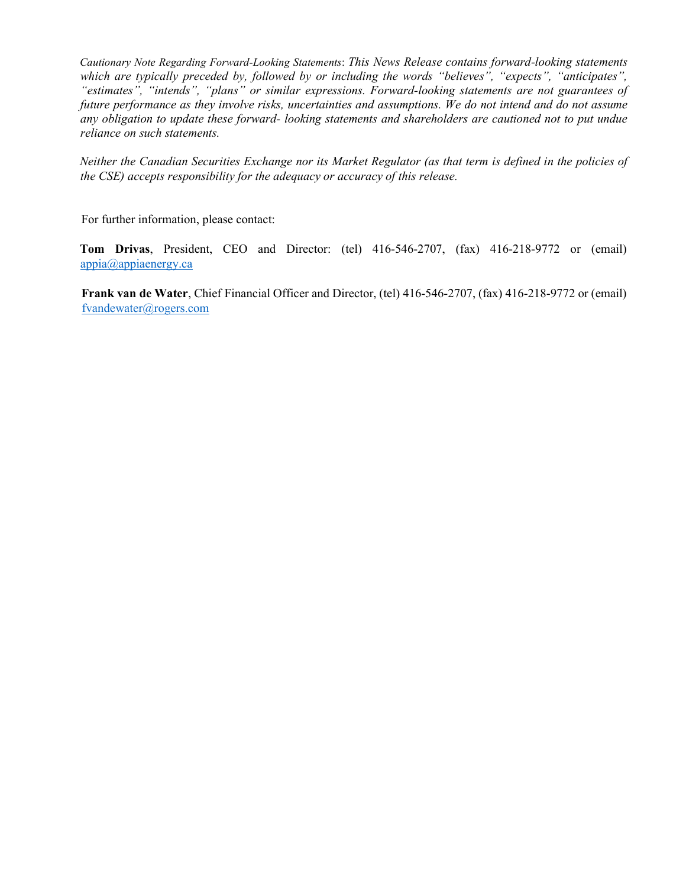*Cautionary Note Regarding Forward-Looking Statements*: *This News Release contains forward-looking statements which are typically preceded by, followed by or including the words "believes", "expects", "anticipates", "estimates", "intends", "plans" or similar expressions. Forward-looking statements are not guarantees of future performance as they involve risks, uncertainties and assumptions. We do not intend and do not assume any obligation to update these forward- looking statements and shareholders are cautioned not to put undue reliance on such statements.*

*Neither the Canadian Securities Exchange nor its Market Regulator (as that term is defined in the policies of the CSE) accepts responsibility for the adequacy or accuracy of this release.*

For further information, please contact:

**Tom Drivas**, President, CEO and Director: (tel) 416-546-2707, (fax) 416-218-9772 or (email) appia@appiaenergy.ca

**Frank van de Water**, Chief Financial Officer and Director, (tel) 416-546-2707, (fax) 416-218-9772 or (email) fvandewater@rogers.com